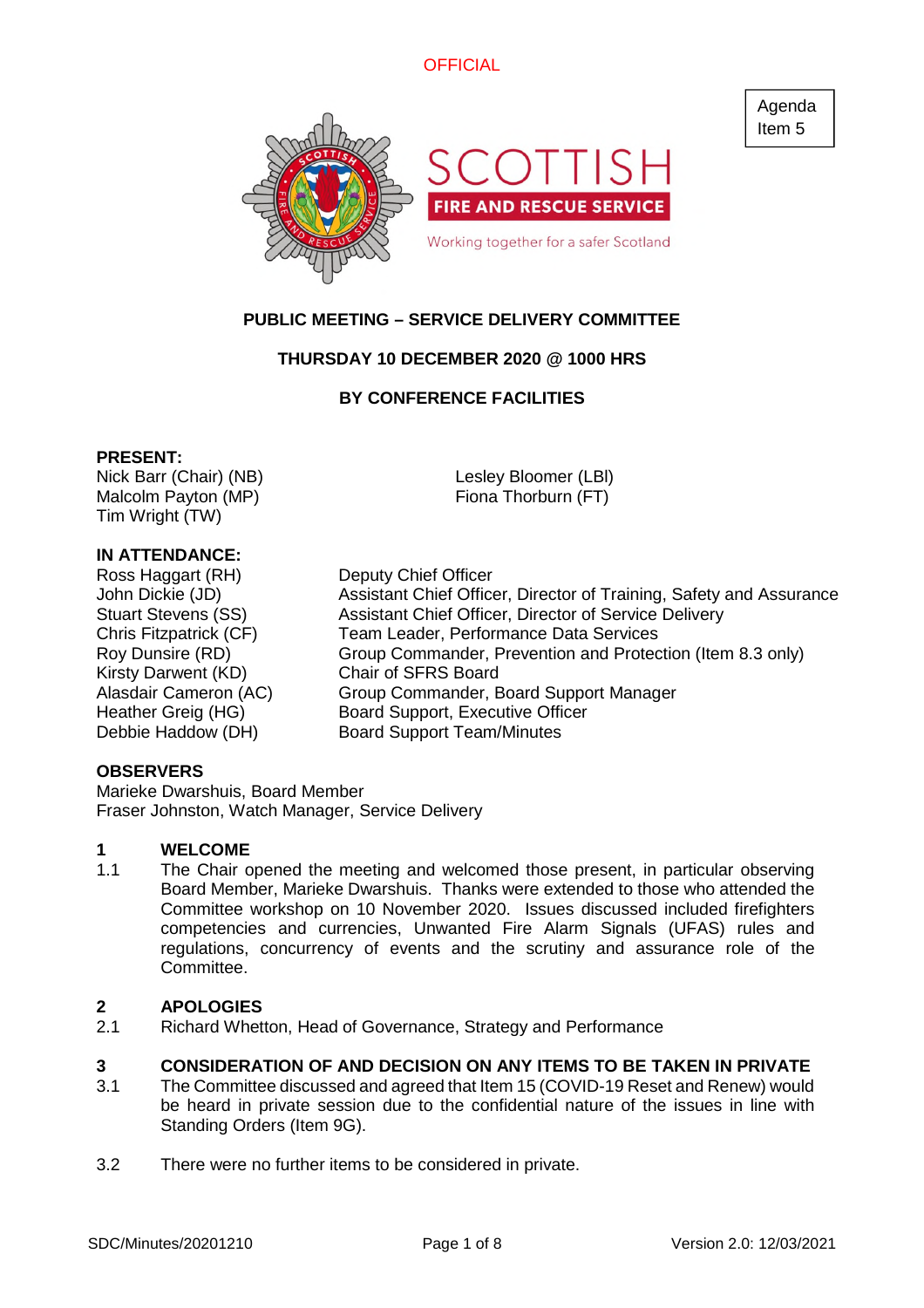OFFICIAL

Agenda Item 5

SCOTTISH FIRE AND RESCUE SERVICE

Working together for a safer Scotland

**PUBLIC MEETING – SERVICE DELIVERY COMMITTEE**

**THURSDAY 10 DECEMBER 2020 @ 1000 HRS**

**BY CONFERENCE FACILITIES**

**PRESENT:**

Nick Barr (Chair) (NB)
Malcolm Payton (MP)
Tim Wright (TW)
Lesley Bloomer (LBl)
Fiona Thorburn (FT)

**IN ATTENDANCE:**

| | |
|---|---|
| Ross Haggart (RH) | Deputy Chief Officer |
| John Dickie (JD) | Assistant Chief Officer, Director of Training, Safety and Assurance |
| Stuart Stevens (SS) | Assistant Chief Officer, Director of Service Delivery |
| Chris Fitzpatrick (CF) | Team Leader, Performance Data Services |
| Roy Dunsire (RD) | Group Commander, Prevention and Protection (Item 8.3 only) |
| Kirsty Darwent (KD) | Chair of SFRS Board |
| Alasdair Cameron (AC) | Group Commander, Board Support Manager |
| Heather Greig (HG) | Board Support, Executive Officer |
| Debbie Haddow (DH) | Board Support Team/Minutes |

**OBSERVERS**

Marieke Dwarshuis, Board Member
Fraser Johnston, Watch Manager, Service Delivery

## 1 WELCOME

1.1 The Chair opened the meeting and welcomed those present, in particular observing Board Member, Marieke Dwarshuis. Thanks were extended to those who attended the Committee workshop on 10 November 2020. Issues discussed included firefighters competencies and currencies, Unwanted Fire Alarm Signals (UFAS) rules and regulations, concurrency of events and the scrutiny and assurance role of the Committee.

## 2 APOLOGIES

2.1 Richard Whetton, Head of Governance, Strategy and Performance

## 3 CONSIDERATION OF AND DECISION ON ANY ITEMS TO BE TAKEN IN PRIVATE

3.1 The Committee discussed and agreed that Item 15 (COVID-19 Reset and Renew) would be heard in private session due to the confidential nature of the issues in line with Standing Orders (Item 9G).

3.2 There were no further items to be considered in private.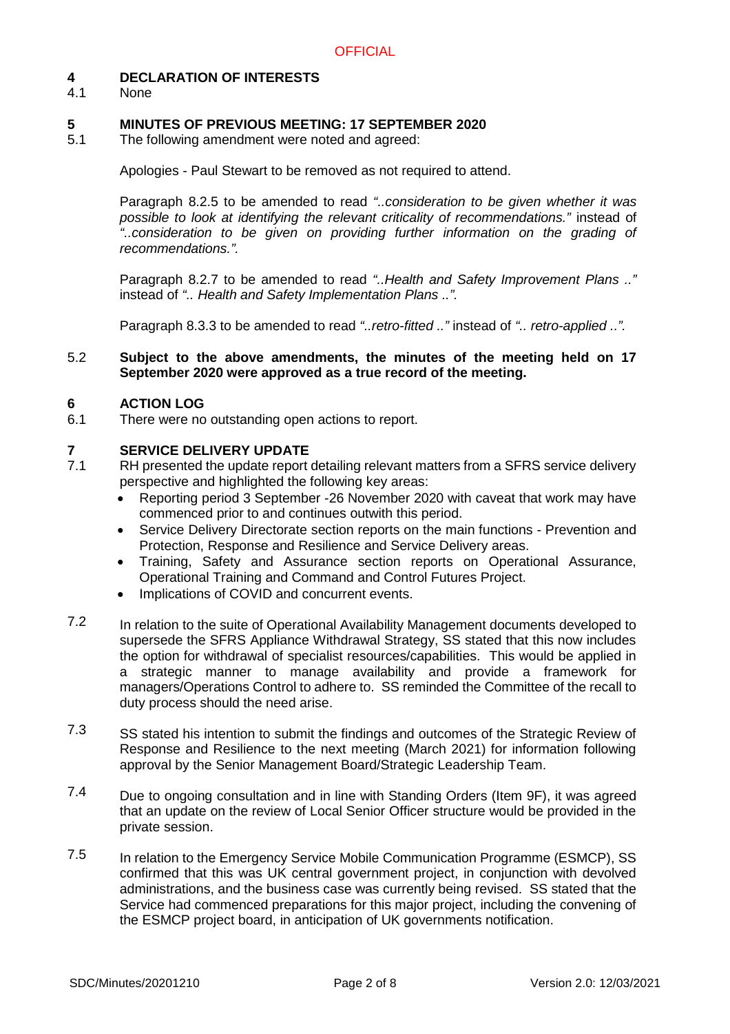## 4 DECLARATION OF INTERESTS

4.1 None

## 5 MINUTES OF PREVIOUS MEETING: 17 SEPTEMBER 2020

5.1 The following amendment were noted and agreed:

Apologies - Paul Stewart to be removed as not required to attend.

Paragraph 8.2.5 to be amended to read *"..consideration to be given whether it was possible to look at identifying the relevant criticality of recommendations."* instead of *"..consideration to be given on providing further information on the grading of recommendations."*.

Paragraph 8.2.7 to be amended to read *"..Health and Safety Improvement Plans .."* instead of *".. Health and Safety Implementation Plans ..".*

Paragraph 8.3.3 to be amended to read *"..retro-fitted .."* instead of *".. retro-applied ..".*

5.2 **Subject to the above amendments, the minutes of the meeting held on 17 September 2020 were approved as a true record of the meeting.**

## 6 ACTION LOG

6.1 There were no outstanding open actions to report.

## 7 SERVICE DELIVERY UPDATE

7.1 RH presented the update report detailing relevant matters from a SFRS service delivery perspective and highlighted the following key areas:

- Reporting period 3 September -26 November 2020 with caveat that work may have commenced prior to and continues outwith this period.
- Service Delivery Directorate section reports on the main functions - Prevention and Protection, Response and Resilience and Service Delivery areas.
- Training, Safety and Assurance section reports on Operational Assurance, Operational Training and Command and Control Futures Project.
- Implications of COVID and concurrent events.

7.2 In relation to the suite of Operational Availability Management documents developed to supersede the SFRS Appliance Withdrawal Strategy, SS stated that this now includes the option for withdrawal of specialist resources/capabilities. This would be applied in a strategic manner to manage availability and provide a framework for managers/Operations Control to adhere to. SS reminded the Committee of the recall to duty process should the need arise.

7.3 SS stated his intention to submit the findings and outcomes of the Strategic Review of Response and Resilience to the next meeting (March 2021) for information following approval by the Senior Management Board/Strategic Leadership Team.

7.4 Due to ongoing consultation and in line with Standing Orders (Item 9F), it was agreed that an update on the review of Local Senior Officer structure would be provided in the private session.

7.5 In relation to the Emergency Service Mobile Communication Programme (ESMCP), SS confirmed that this was UK central government project, in conjunction with devolved administrations, and the business case was currently being revised. SS stated that the Service had commenced preparations for this major project, including the convening of the ESMCP project board, in anticipation of UK governments notification.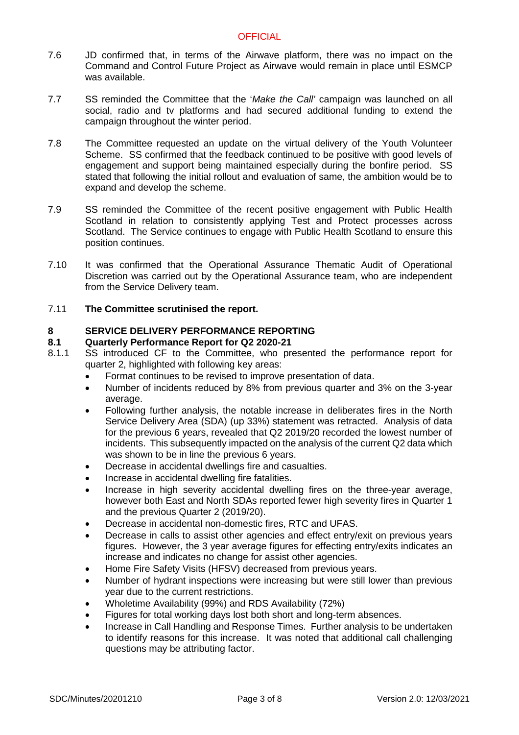7.6 JD confirmed that, in terms of the Airwave platform, there was no impact on the Command and Control Future Project as Airwave would remain in place until ESMCP was available.

7.7 SS reminded the Committee that the '*Make the Call'* campaign was launched on all social, radio and tv platforms and had secured additional funding to extend the campaign throughout the winter period.

7.8 The Committee requested an update on the virtual delivery of the Youth Volunteer Scheme. SS confirmed that the feedback continued to be positive with good levels of engagement and support being maintained especially during the bonfire period. SS stated that following the initial rollout and evaluation of same, the ambition would be to expand and develop the scheme.

7.9 SS reminded the Committee of the recent positive engagement with Public Health Scotland in relation to consistently applying Test and Protect processes across Scotland. The Service continues to engage with Public Health Scotland to ensure this position continues.

7.10 It was confirmed that the Operational Assurance Thematic Audit of Operational Discretion was carried out by the Operational Assurance team, who are independent from the Service Delivery team.

7.11 **The Committee scrutinised the report.**

## 8 SERVICE DELIVERY PERFORMANCE REPORTING

### 8.1 Quarterly Performance Report for Q2 2020-21

8.1.1 SS introduced CF to the Committee, who presented the performance report for quarter 2, highlighted with following key areas:

- Format continues to be revised to improve presentation of data.
- Number of incidents reduced by 8% from previous quarter and 3% on the 3-year average.
- Following further analysis, the notable increase in deliberates fires in the North Service Delivery Area (SDA) (up 33%) statement was retracted. Analysis of data for the previous 6 years, revealed that Q2 2019/20 recorded the lowest number of incidents. This subsequently impacted on the analysis of the current Q2 data which was shown to be in line the previous 6 years.
- Decrease in accidental dwellings fire and casualties.
- Increase in accidental dwelling fire fatalities.
- Increase in high severity accidental dwelling fires on the three-year average, however both East and North SDAs reported fewer high severity fires in Quarter 1 and the previous Quarter 2 (2019/20).
- Decrease in accidental non-domestic fires, RTC and UFAS.
- Decrease in calls to assist other agencies and effect entry/exit on previous years figures. However, the 3 year average figures for effecting entry/exits indicates an increase and indicates no change for assist other agencies.
- Home Fire Safety Visits (HFSV) decreased from previous years.
- Number of hydrant inspections were increasing but were still lower than previous year due to the current restrictions.
- Wholetime Availability (99%) and RDS Availability (72%)
- Figures for total working days lost both short and long-term absences.
- Increase in Call Handling and Response Times. Further analysis to be undertaken to identify reasons for this increase. It was noted that additional call challenging questions may be attributing factor.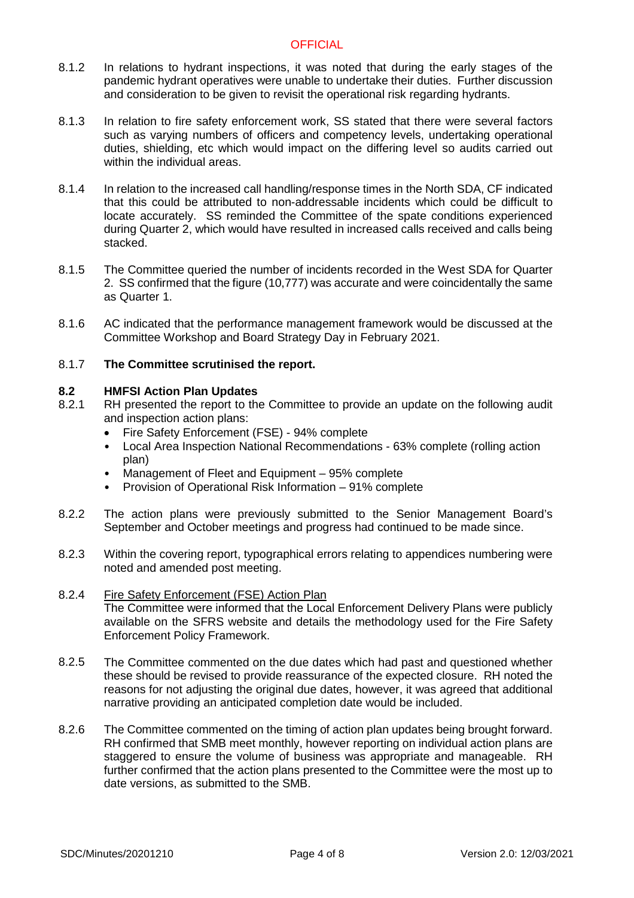8.1.2 In relations to hydrant inspections, it was noted that during the early stages of the pandemic hydrant operatives were unable to undertake their duties. Further discussion and consideration to be given to revisit the operational risk regarding hydrants.

8.1.3 In relation to fire safety enforcement work, SS stated that there were several factors such as varying numbers of officers and competency levels, undertaking operational duties, shielding, etc which would impact on the differing level so audits carried out within the individual areas.

8.1.4 In relation to the increased call handling/response times in the North SDA, CF indicated that this could be attributed to non-addressable incidents which could be difficult to locate accurately. SS reminded the Committee of the spate conditions experienced during Quarter 2, which would have resulted in increased calls received and calls being stacked.

8.1.5 The Committee queried the number of incidents recorded in the West SDA for Quarter 2. SS confirmed that the figure (10,777) was accurate and were coincidentally the same as Quarter 1.

8.1.6 AC indicated that the performance management framework would be discussed at the Committee Workshop and Board Strategy Day in February 2021.

8.1.7 **The Committee scrutinised the report.**

**8.2 HMFSI Action Plan Updates**

8.2.1 RH presented the report to the Committee to provide an update on the following audit and inspection action plans:

- Fire Safety Enforcement (FSE) - 94% complete
- Local Area Inspection National Recommendations - 63% complete (rolling action plan)
- Management of Fleet and Equipment – 95% complete
- Provision of Operational Risk Information – 91% complete

8.2.2 The action plans were previously submitted to the Senior Management Board's September and October meetings and progress had continued to be made since.

8.2.3 Within the covering report, typographical errors relating to appendices numbering were noted and amended post meeting.

8.2.4 Fire Safety Enforcement (FSE) Action Plan
The Committee were informed that the Local Enforcement Delivery Plans were publicly available on the SFRS website and details the methodology used for the Fire Safety Enforcement Policy Framework.

8.2.5 The Committee commented on the due dates which had past and questioned whether these should be revised to provide reassurance of the expected closure. RH noted the reasons for not adjusting the original due dates, however, it was agreed that additional narrative providing an anticipated completion date would be included.

8.2.6 The Committee commented on the timing of action plan updates being brought forward. RH confirmed that SMB meet monthly, however reporting on individual action plans are staggered to ensure the volume of business was appropriate and manageable. RH further confirmed that the action plans presented to the Committee were the most up to date versions, as submitted to the SMB.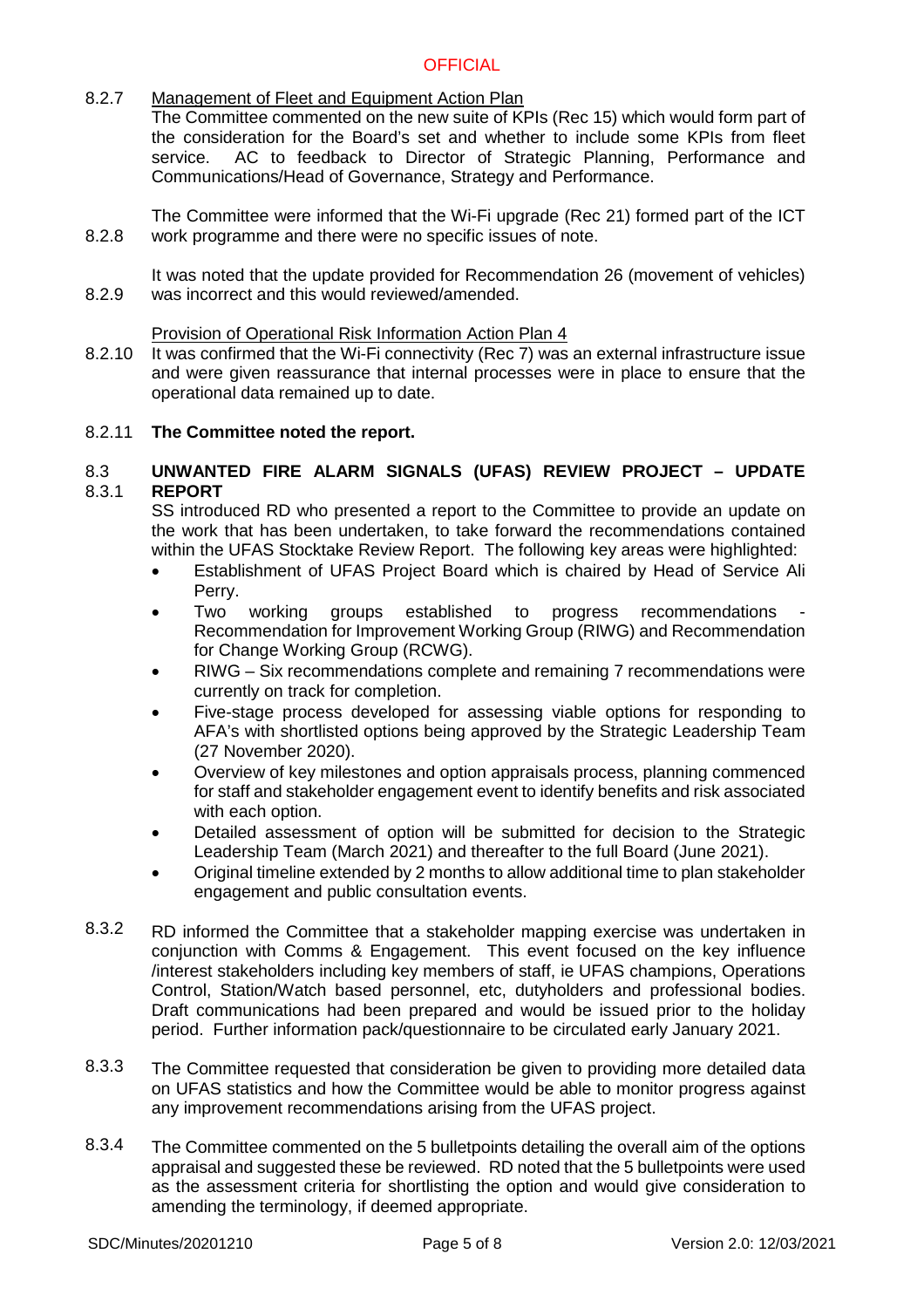8.2.7 Management of Fleet and Equipment Action Plan

The Committee commented on the new suite of KPIs (Rec 15) which would form part of the consideration for the Board's set and whether to include some KPIs from fleet service. AC to feedback to Director of Strategic Planning, Performance and Communications/Head of Governance, Strategy and Performance.

8.2.8 The Committee were informed that the Wi-Fi upgrade (Rec 21) formed part of the ICT work programme and there were no specific issues of note.

8.2.9 It was noted that the update provided for Recommendation 26 (movement of vehicles) was incorrect and this would reviewed/amended.

Provision of Operational Risk Information Action Plan 4

8.2.10 It was confirmed that the Wi-Fi connectivity (Rec 7) was an external infrastructure issue and were given reassurance that internal processes were in place to ensure that the operational data remained up to date.

8.2.11 **The Committee noted the report.**

8.3 **UNWANTED FIRE ALARM SIGNALS (UFAS) REVIEW PROJECT – UPDATE REPORT**

8.3.1 SS introduced RD who presented a report to the Committee to provide an update on the work that has been undertaken, to take forward the recommendations contained within the UFAS Stocktake Review Report. The following key areas were highlighted:

- Establishment of UFAS Project Board which is chaired by Head of Service Ali Perry.
- Two working groups established to progress recommendations - Recommendation for Improvement Working Group (RIWG) and Recommendation for Change Working Group (RCWG).
- RIWG – Six recommendations complete and remaining 7 recommendations were currently on track for completion.
- Five-stage process developed for assessing viable options for responding to AFA's with shortlisted options being approved by the Strategic Leadership Team (27 November 2020).
- Overview of key milestones and option appraisals process, planning commenced for staff and stakeholder engagement event to identify benefits and risk associated with each option.
- Detailed assessment of option will be submitted for decision to the Strategic Leadership Team (March 2021) and thereafter to the full Board (June 2021).
- Original timeline extended by 2 months to allow additional time to plan stakeholder engagement and public consultation events.

8.3.2 RD informed the Committee that a stakeholder mapping exercise was undertaken in conjunction with Comms & Engagement. This event focused on the key influence /interest stakeholders including key members of staff, ie UFAS champions, Operations Control, Station/Watch based personnel, etc, dutyholders and professional bodies. Draft communications had been prepared and would be issued prior to the holiday period. Further information pack/questionnaire to be circulated early January 2021.

8.3.3 The Committee requested that consideration be given to providing more detailed data on UFAS statistics and how the Committee would be able to monitor progress against any improvement recommendations arising from the UFAS project.

8.3.4 The Committee commented on the 5 bulletpoints detailing the overall aim of the options appraisal and suggested these be reviewed. RD noted that the 5 bulletpoints were used as the assessment criteria for shortlisting the option and would give consideration to amending the terminology, if deemed appropriate.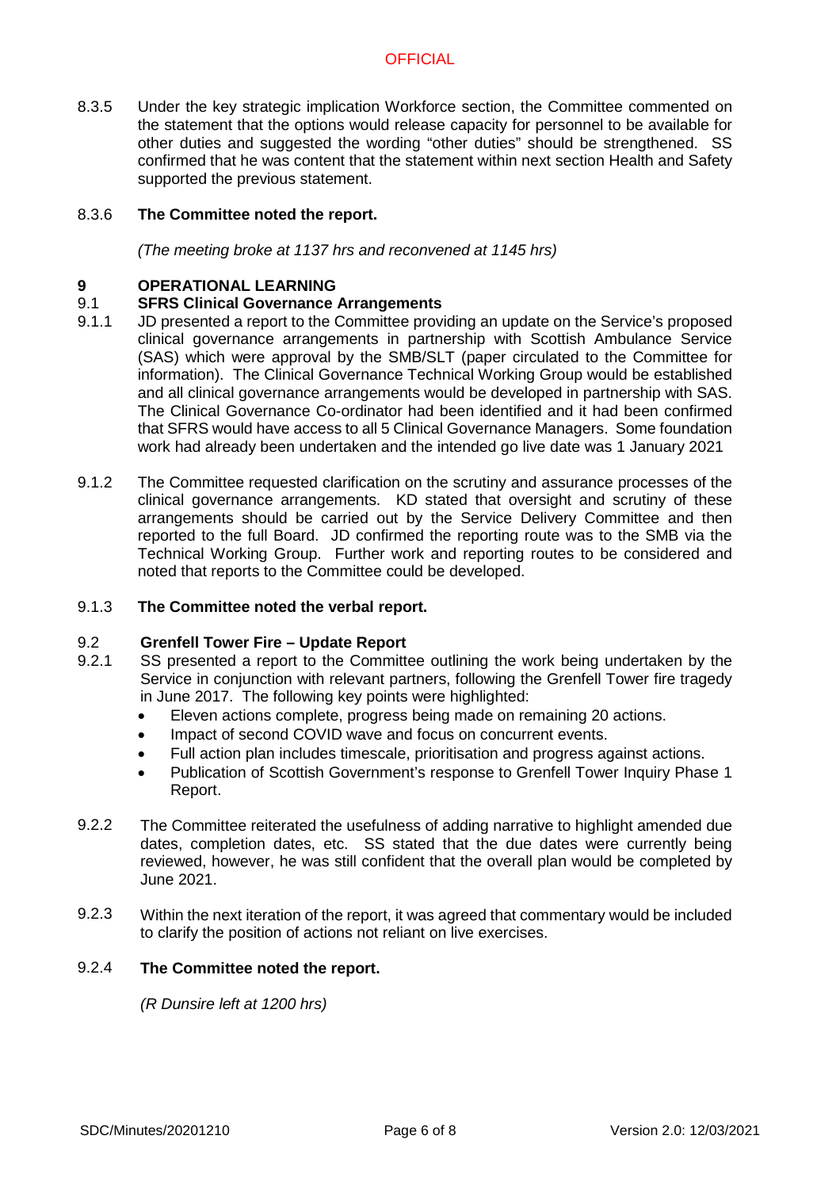8.3.5 Under the key strategic implication Workforce section, the Committee commented on the statement that the options would release capacity for personnel to be available for other duties and suggested the wording "other duties" should be strengthened. SS confirmed that he was content that the statement within next section Health and Safety supported the previous statement.

8.3.6 **The Committee noted the report.**

*(The meeting broke at 1137 hrs and reconvened at 1145 hrs)*

## 9 OPERATIONAL LEARNING

### 9.1 SFRS Clinical Governance Arrangements

9.1.1 JD presented a report to the Committee providing an update on the Service's proposed clinical governance arrangements in partnership with Scottish Ambulance Service (SAS) which were approval by the SMB/SLT (paper circulated to the Committee for information). The Clinical Governance Technical Working Group would be established and all clinical governance arrangements would be developed in partnership with SAS. The Clinical Governance Co-ordinator had been identified and it had been confirmed that SFRS would have access to all 5 Clinical Governance Managers. Some foundation work had already been undertaken and the intended go live date was 1 January 2021

9.1.2 The Committee requested clarification on the scrutiny and assurance processes of the clinical governance arrangements. KD stated that oversight and scrutiny of these arrangements should be carried out by the Service Delivery Committee and then reported to the full Board. JD confirmed the reporting route was to the SMB via the Technical Working Group. Further work and reporting routes to be considered and noted that reports to the Committee could be developed.

9.1.3 **The Committee noted the verbal report.**

### 9.2 Grenfell Tower Fire – Update Report

9.2.1 SS presented a report to the Committee outlining the work being undertaken by the Service in conjunction with relevant partners, following the Grenfell Tower fire tragedy in June 2017. The following key points were highlighted:

- Eleven actions complete, progress being made on remaining 20 actions.
- Impact of second COVID wave and focus on concurrent events.
- Full action plan includes timescale, prioritisation and progress against actions.
- Publication of Scottish Government's response to Grenfell Tower Inquiry Phase 1 Report.

9.2.2 The Committee reiterated the usefulness of adding narrative to highlight amended due dates, completion dates, etc. SS stated that the due dates were currently being reviewed, however, he was still confident that the overall plan would be completed by June 2021.

9.2.3 Within the next iteration of the report, it was agreed that commentary would be included to clarify the position of actions not reliant on live exercises.

9.2.4 **The Committee noted the report.**

*(R Dunsire left at 1200 hrs)*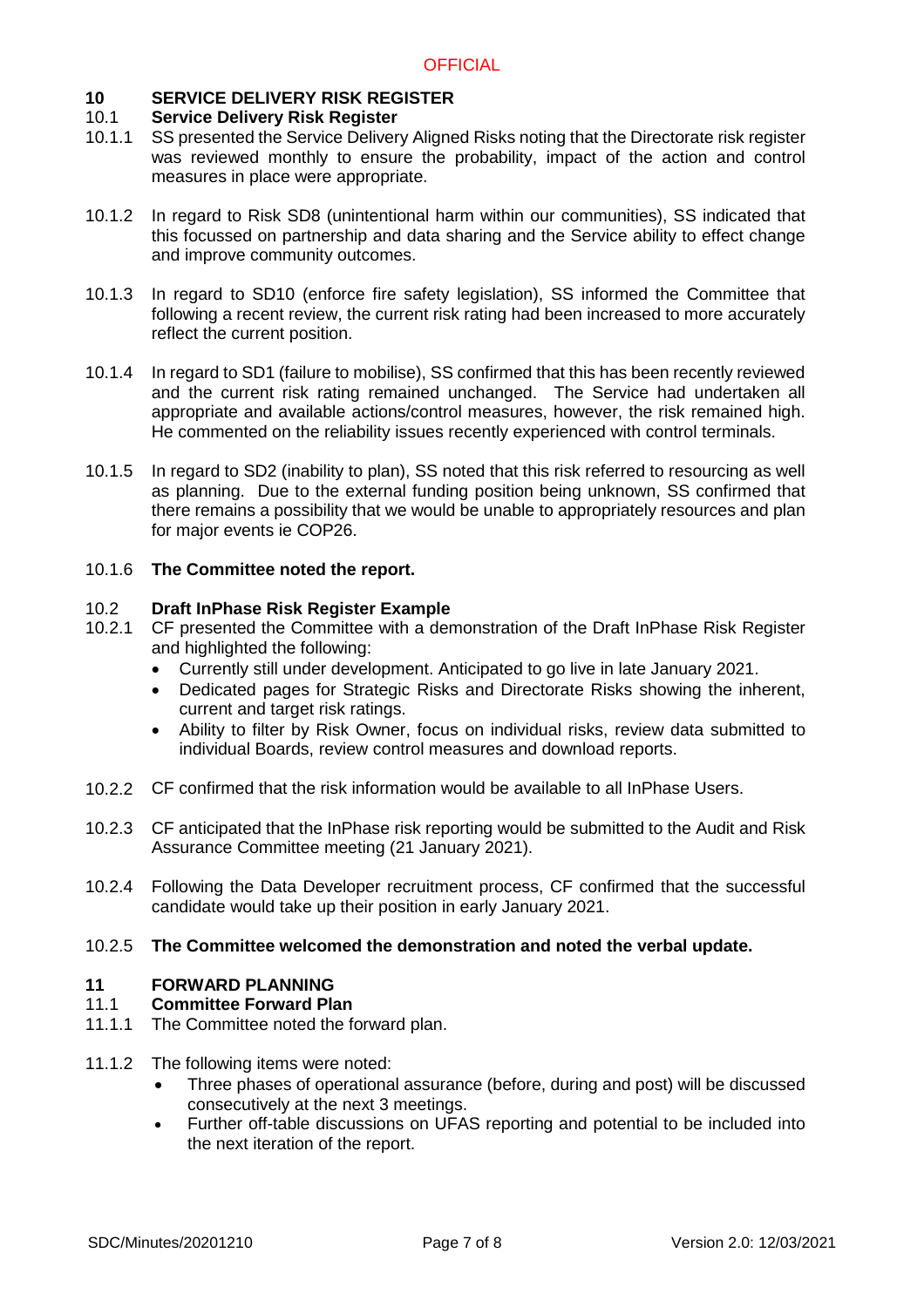## 10 SERVICE DELIVERY RISK REGISTER

### 10.1 Service Delivery Risk Register

10.1.1 SS presented the Service Delivery Aligned Risks noting that the Directorate risk register was reviewed monthly to ensure the probability, impact of the action and control measures in place were appropriate.

10.1.2 In regard to Risk SD8 (unintentional harm within our communities), SS indicated that this focussed on partnership and data sharing and the Service ability to effect change and improve community outcomes.

10.1.3 In regard to SD10 (enforce fire safety legislation), SS informed the Committee that following a recent review, the current risk rating had been increased to more accurately reflect the current position.

10.1.4 In regard to SD1 (failure to mobilise), SS confirmed that this has been recently reviewed and the current risk rating remained unchanged. The Service had undertaken all appropriate and available actions/control measures, however, the risk remained high. He commented on the reliability issues recently experienced with control terminals.

10.1.5 In regard to SD2 (inability to plan), SS noted that this risk referred to resourcing as well as planning. Due to the external funding position being unknown, SS confirmed that there remains a possibility that we would be unable to appropriately resources and plan for major events ie COP26.

10.1.6 **The Committee noted the report.**

### 10.2 Draft InPhase Risk Register Example

10.2.1 CF presented the Committee with a demonstration of the Draft InPhase Risk Register and highlighted the following:

- Currently still under development. Anticipated to go live in late January 2021.
- Dedicated pages for Strategic Risks and Directorate Risks showing the inherent, current and target risk ratings.
- Ability to filter by Risk Owner, focus on individual risks, review data submitted to individual Boards, review control measures and download reports.

10.2.2 CF confirmed that the risk information would be available to all InPhase Users.

10.2.3 CF anticipated that the InPhase risk reporting would be submitted to the Audit and Risk Assurance Committee meeting (21 January 2021).

10.2.4 Following the Data Developer recruitment process, CF confirmed that the successful candidate would take up their position in early January 2021.

10.2.5 **The Committee welcomed the demonstration and noted the verbal update.**

## 11 FORWARD PLANNING

### 11.1 Committee Forward Plan

11.1.1 The Committee noted the forward plan.

11.1.2 The following items were noted:

- Three phases of operational assurance (before, during and post) will be discussed consecutively at the next 3 meetings.
- Further off-table discussions on UFAS reporting and potential to be included into the next iteration of the report.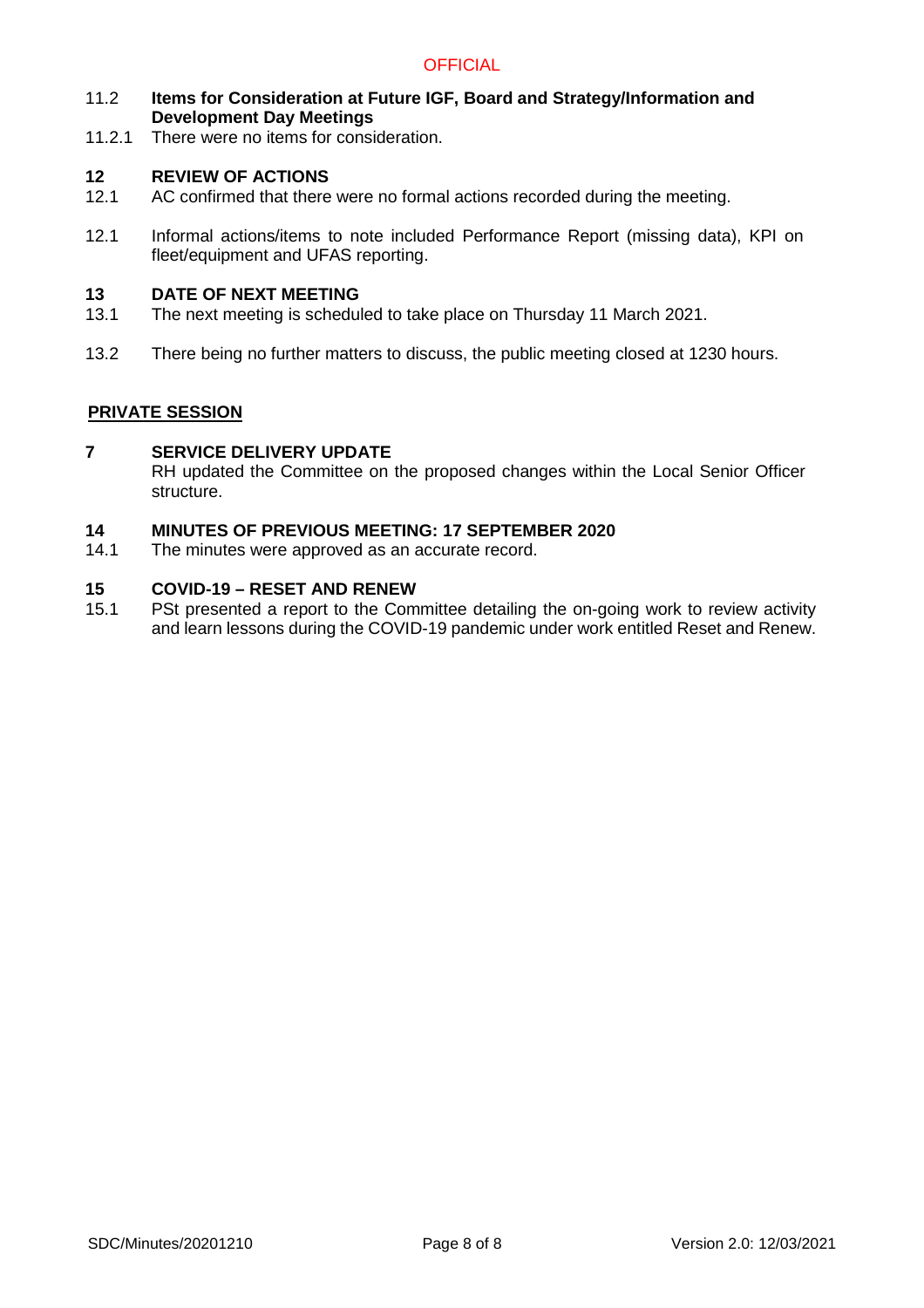11.2 **Items for Consideration at Future IGF, Board and Strategy/Information and Development Day Meetings**

11.2.1 There were no items for consideration.

## 12 REVIEW OF ACTIONS

12.1 AC confirmed that there were no formal actions recorded during the meeting.

12.1 Informal actions/items to note included Performance Report (missing data), KPI on fleet/equipment and UFAS reporting.

## 13 DATE OF NEXT MEETING

13.1 The next meeting is scheduled to take place on Thursday 11 March 2021.

13.2 There being no further matters to discuss, the public meeting closed at 1230 hours.

## PRIVATE SESSION

## 7 SERVICE DELIVERY UPDATE

RH updated the Committee on the proposed changes within the Local Senior Officer structure.

## 14 MINUTES OF PREVIOUS MEETING: 17 SEPTEMBER 2020

14.1 The minutes were approved as an accurate record.

## 15 COVID-19 – RESET AND RENEW

15.1 PSt presented a report to the Committee detailing the on-going work to review activity and learn lessons during the COVID-19 pandemic under work entitled Reset and Renew.